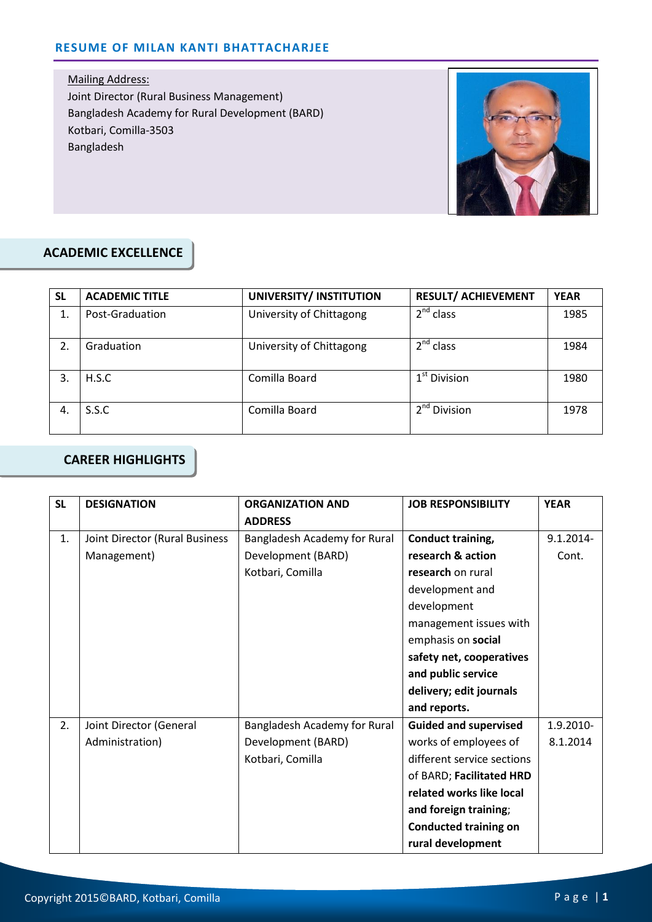## RESUME OF MILAN KANTI BHATTACHARJEE

Mailing Address:
Joint Director (Rural Business Management)
Bangladesh Academy for Rural Development (BARD)
Kotbari, Comilla-3503
Bangladesh

## ACADEMIC EXCELLENCE

| SL | ACADEMIC TITLE | UNIVERSITY/ INSTITUTION | RESULT/ ACHIEVEMENT | YEAR |
|---|---|---|---|---|
| 1. | Post-Graduation | University of Chittagong | 2nd class | 1985 |
| 2. | Graduation | University of Chittagong | 2nd class | 1984 |
| 3. | H.S.C | Comilla Board | 1st Division | 1980 |
| 4. | S.S.C | Comilla Board | 2nd Division | 1978 |

## CAREER HIGHLIGHTS

| SL | DESIGNATION | ORGANIZATION AND ADDRESS | JOB RESPONSIBILITY | YEAR |
|---|---|---|---|---|
| 1. | Joint Director (Rural Business Management) | Bangladesh Academy for Rural Development (BARD) Kotbari, Comilla | **Conduct training, research & action research** on rural development and development management issues with emphasis on **social safety net, cooperatives and public service delivery; edit journals and reports.** | 9.1.2014-Cont. |
| 2. | Joint Director (General Administration) | Bangladesh Academy for Rural Development (BARD) Kotbari, Comilla | **Guided and supervised** works of employees of different service sections of BARD; **Facilitated HRD related works like local and foreign training**; **Conducted training on rural development** | 1.9.2010-8.1.2014 |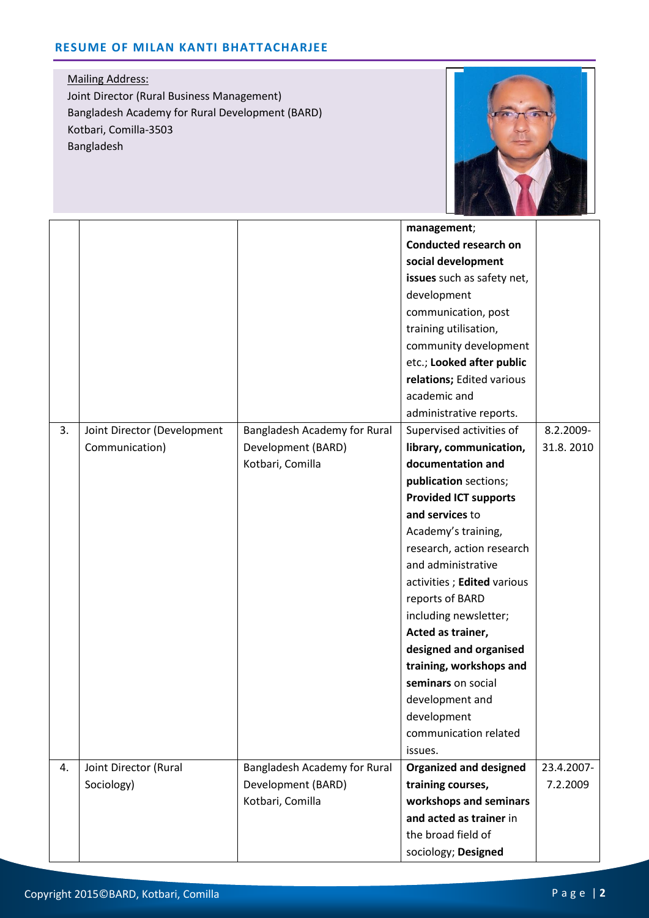# RESUME OF MILAN KANTI BHATTACHARJEE

Mailing Address:
Joint Director (Rural Business Management)
Bangladesh Academy for Rural Development (BARD)
Kotbari, Comilla-3503
Bangladesh

| | | | | |
|---|---|---|---|---|
| | | | **management**; **Conducted research on social development issues** such as safety net, development communication, post training utilisation, community development etc.; **Looked after public relations;** Edited various academic and administrative reports. | |
| 3. | Joint Director (Development Communication) | Bangladesh Academy for Rural Development (BARD) Kotbari, Comilla | Supervised activities of **library, communication, documentation and publication** sections; **Provided ICT supports and services** to Academy's training, research, action research and administrative activities ; **Edited** various reports of BARD including newsletter; **Acted as trainer, designed and organised training, workshops and seminars** on social development and development communication related issues. | 8.2.2009-31.8. 2010 |
| 4. | Joint Director (Rural Sociology) | Bangladesh Academy for Rural Development (BARD) Kotbari, Comilla | **Organized and designed training courses, workshops and seminars and acted as trainer** in the broad field of sociology; **Designed** | 23.4.2007-7.2.2009 |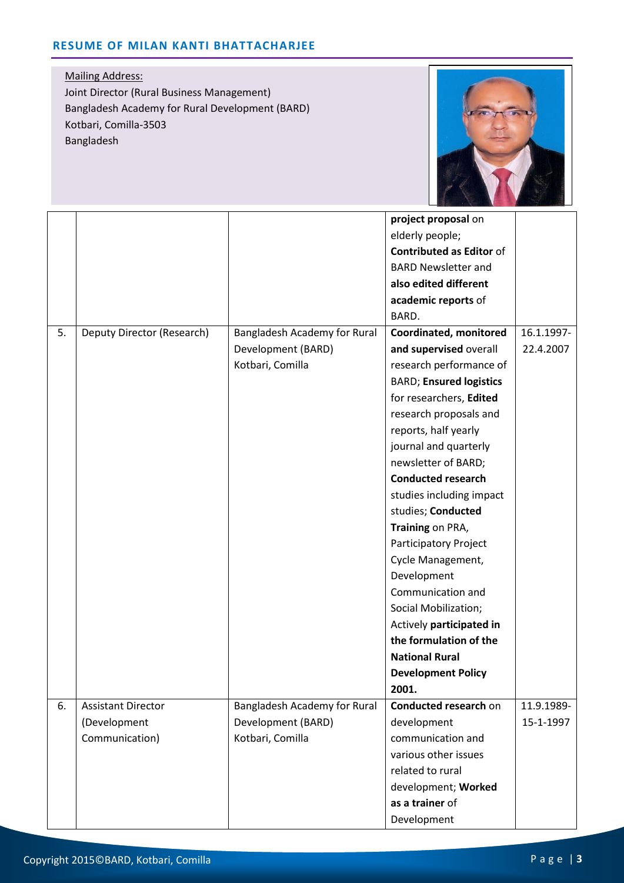Mailing Address:
Joint Director (Rural Business Management)
Bangladesh Academy for Rural Development (BARD)
Kotbari, Comilla-3503
Bangladesh

| | | | | |
|---|---|---|---|---|
| | | | **project proposal** on elderly people; **Contributed as Editor** of BARD Newsletter and **also edited different academic reports** of BARD. | |
| 5. | Deputy Director (Research) | Bangladesh Academy for Rural Development (BARD) Kotbari, Comilla | **Coordinated, monitored and supervised** overall research performance of BARD; **Ensured logistics** for researchers, **Edited** research proposals and reports, half yearly journal and quarterly newsletter of BARD; **Conducted research** studies including impact studies; **Conducted Training** on PRA, Participatory Project Cycle Management, Development Communication and Social Mobilization; Actively **participated in the formulation of the National Rural Development Policy 2001.** | 16.1.1997-22.4.2007 |
| 6. | Assistant Director (Development Communication) | Bangladesh Academy for Rural Development (BARD) Kotbari, Comilla | **Conducted research** on development communication and various other issues related to rural development; **Worked as a trainer** of Development | 11.9.1989-15-1-1997 |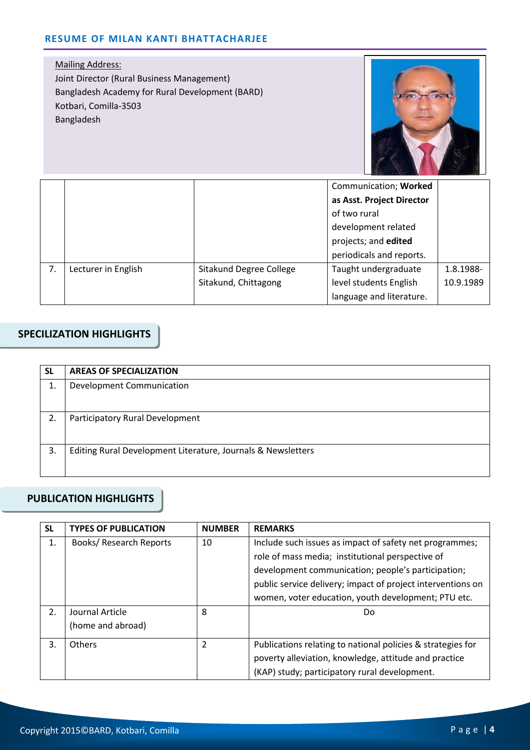**Mailing Address:**
Joint Director (Rural Business Management)
Bangladesh Academy for Rural Development (BARD)
Kotbari, Comilla-3503
Bangladesh

| | | | | |
|---|---|---|---|---|
| | | | Communication; **Worked as Asst. Project Director** of two rural development related projects; and **edited** periodicals and reports. | |
| 7. | Lecturer in English | Sitakund Degree College Sitakund, Chittagong | Taught undergraduate level students English language and literature. | 1.8.1988-10.9.1989 |

## SPECILIZATION HIGHLIGHTS

| SL | AREAS OF SPECIALIZATION |
|---|---|
| 1. | Development Communication |
| 2. | Participatory Rural Development |
| 3. | Editing Rural Development Literature, Journals & Newsletters |

## PUBLICATION HIGHLIGHTS

| SL | TYPES OF PUBLICATION | NUMBER | REMARKS |
|---|---|---|---|
| 1. | Books/ Research Reports | 10 | Include such issues as impact of safety net programmes; role of mass media; institutional perspective of development communication; people's participation; public service delivery; impact of project interventions on women, voter education, youth development; PTU etc. |
| 2. | Journal Article (home and abroad) | 8 | Do |
| 3. | Others | 2 | Publications relating to national policies & strategies for poverty alleviation, knowledge, attitude and practice (KAP) study; participatory rural development. |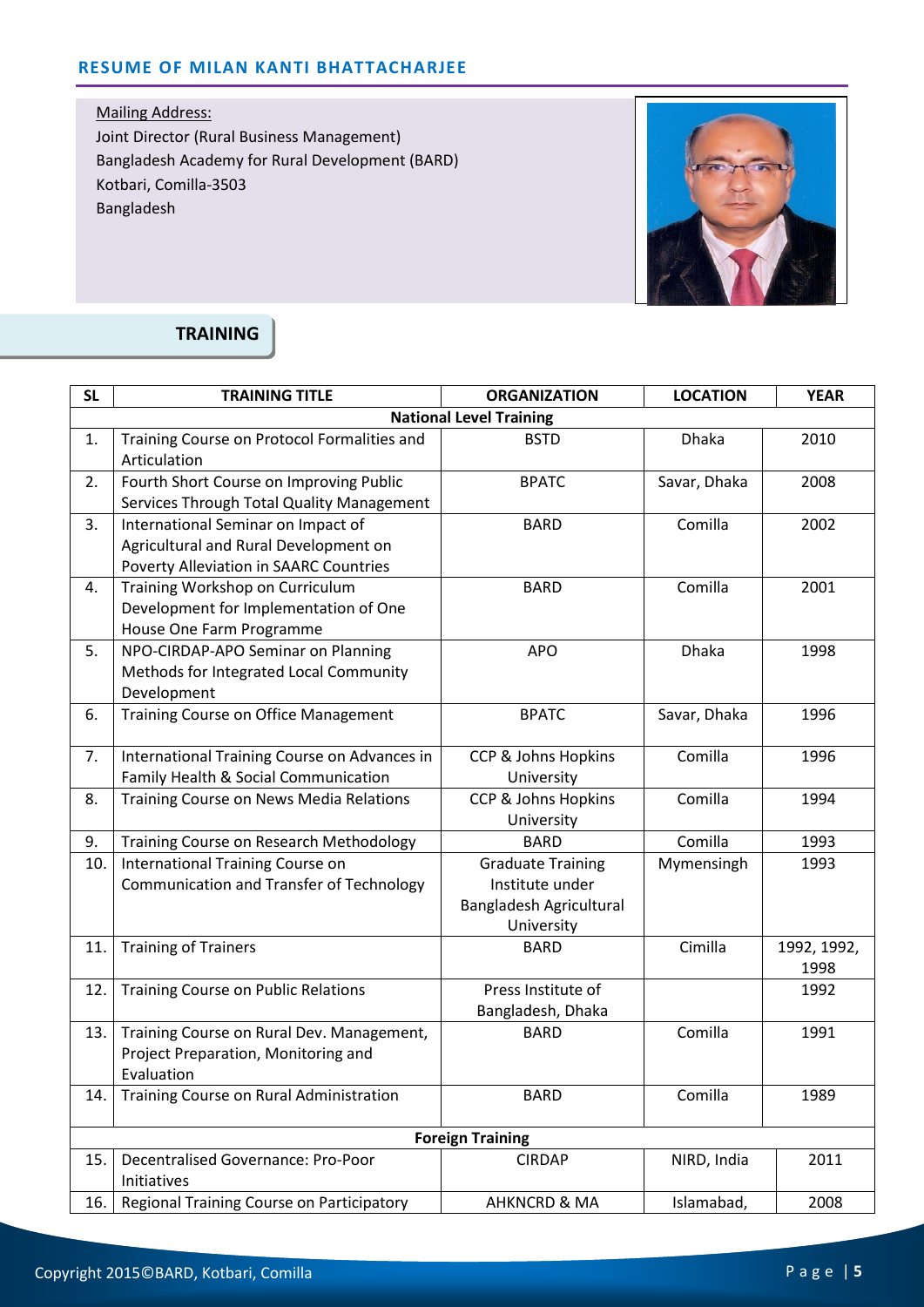Mailing Address:
Joint Director (Rural Business Management)
Bangladesh Academy for Rural Development (BARD)
Kotbari, Comilla-3503
Bangladesh

## TRAINING

| SL | TRAINING TITLE | ORGANIZATION | LOCATION | YEAR |
|---|---|---|---|---|
| **National Level Training** | | | | |
| 1. | Training Course on Protocol Formalities and Articulation | BSTD | Dhaka | 2010 |
| 2. | Fourth Short Course on Improving Public Services Through Total Quality Management | BPATC | Savar, Dhaka | 2008 |
| 3. | International Seminar on Impact of Agricultural and Rural Development on Poverty Alleviation in SAARC Countries | BARD | Comilla | 2002 |
| 4. | Training Workshop on Curriculum Development for Implementation of One House One Farm Programme | BARD | Comilla | 2001 |
| 5. | NPO-CIRDAP-APO Seminar on Planning Methods for Integrated Local Community Development | APO | Dhaka | 1998 |
| 6. | Training Course on Office Management | BPATC | Savar, Dhaka | 1996 |
| 7. | International Training Course on Advances in Family Health & Social Communication | CCP & Johns Hopkins University | Comilla | 1996 |
| 8. | Training Course on News Media Relations | CCP & Johns Hopkins University | Comilla | 1994 |
| 9. | Training Course on Research Methodology | BARD | Comilla | 1993 |
| 10. | International Training Course on Communication and Transfer of Technology | Graduate Training Institute under Bangladesh Agricultural University | Mymensingh | 1993 |
| 11. | Training of Trainers | BARD | Cimilla | 1992, 1992, 1998 |
| 12. | Training Course on Public Relations | Press Institute of Bangladesh, Dhaka | | 1992 |
| 13. | Training Course on Rural Dev. Management, Project Preparation, Monitoring and Evaluation | BARD | Comilla | 1991 |
| 14. | Training Course on Rural Administration | BARD | Comilla | 1989 |
| **Foreign Training** | | | | |
| 15. | Decentralised Governance: Pro-Poor Initiatives | CIRDAP | NIRD, India | 2011 |
| 16. | Regional Training Course on Participatory | AHKNCRD & MA | Islamabad, | 2008 |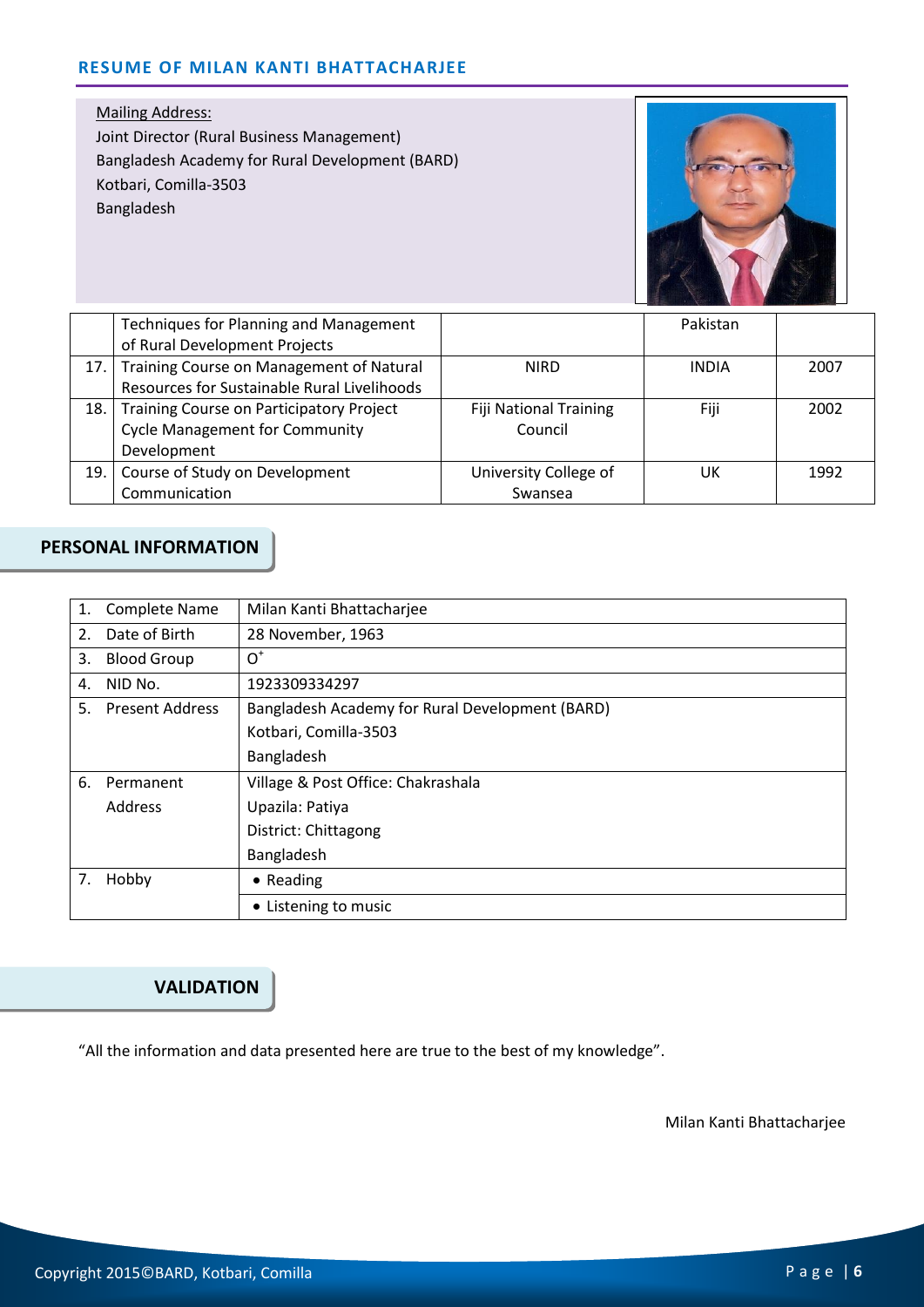**RESUME OF MILAN KANTI BHATTACHARJEE**

Mailing Address:
Joint Director (Rural Business Management)
Bangladesh Academy for Rural Development (BARD)
Kotbari, Comilla-3503
Bangladesh

| | | | | |
|---|---|---|---|---|
| | Techniques for Planning and Management of Rural Development Projects | | Pakistan | |
| 17. | Training Course on Management of Natural Resources for Sustainable Rural Livelihoods | NIRD | INDIA | 2007 |
| 18. | Training Course on Participatory Project Cycle Management for Community Development | Fiji National Training Council | Fiji | 2002 |
| 19. | Course of Study on Development Communication | University College of Swansea | UK | 1992 |

## PERSONAL INFORMATION

| | |
|---|---|
| 1. Complete Name | Milan Kanti Bhattacharjee |
| 2. Date of Birth | 28 November, 1963 |
| 3. Blood Group | $O^+$ |
| 4. NID No. | 1923309334297 |
| 5. Present Address | Bangladesh Academy for Rural Development (BARD)<br>Kotbari, Comilla-3503<br>Bangladesh |
| 6. Permanent Address | Village & Post Office: Chakrashala<br>Upazila: Patiya<br>District: Chittagong<br>Bangladesh |
| 7. Hobby | • Reading |
| | • Listening to music |

## VALIDATION

"All the information and data presented here are true to the best of my knowledge".

Milan Kanti Bhattacharjee